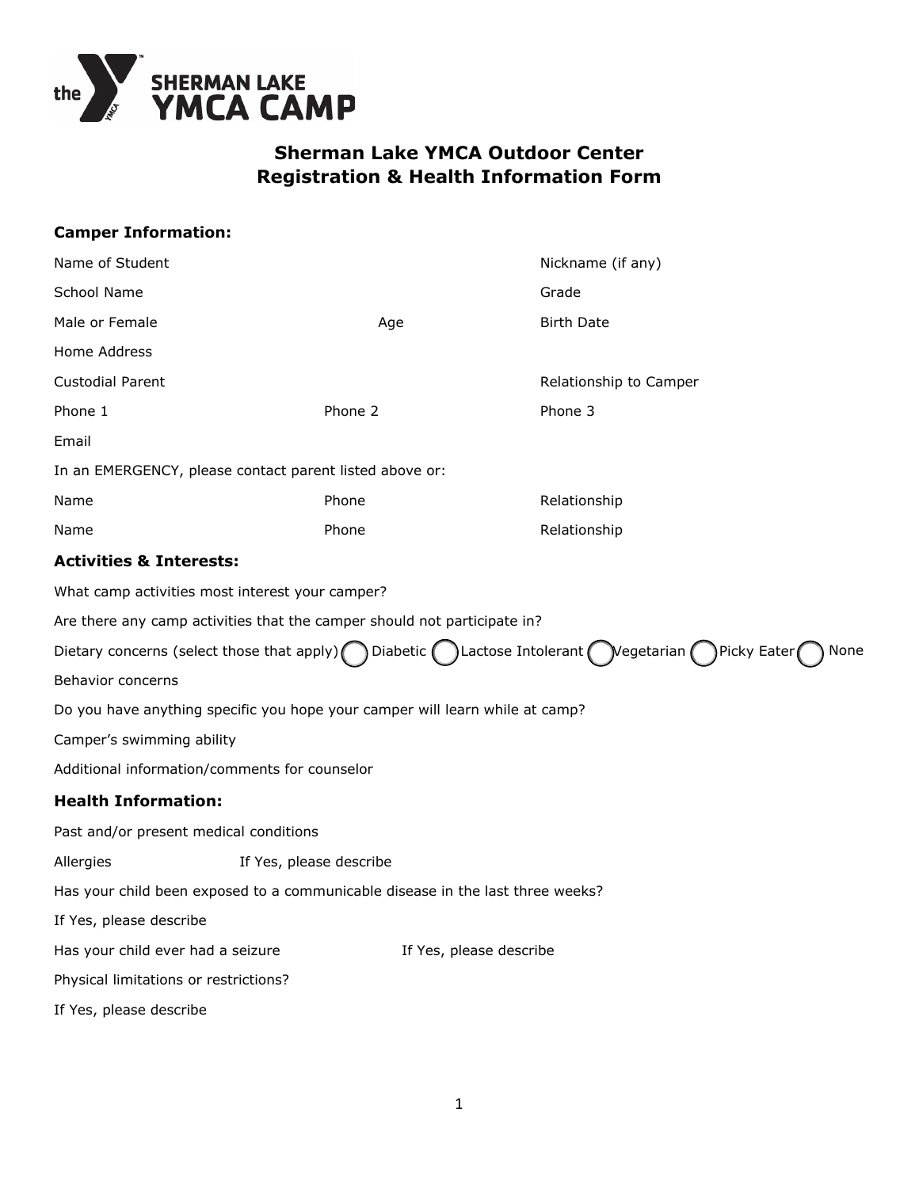# Sherman Lake YMCA Outdoor Center
# Registration & Health Information Form

**Camper Information:**

Name of Student                                        Nickname (if any)

School Name                                        Grade

Male or Female                    Age                    Birth Date

Home Address

Custodial Parent                                        Relationship to Camper

Phone 1                    Phone 2                    Phone 3

Email

In an EMERGENCY, please contact parent listed above or:

Name                    Phone                    Relationship

Name                    Phone                    Relationship

**Activities & Interests:**

What camp activities most interest your camper?

Are there any camp activities that the camper should not participate in?

Dietary concerns (select those that apply) ◯ Diabetic ◯ Lactose Intolerant ◯ Vegetarian ◯ Picky Eater ◯ None

Behavior concerns

Do you have anything specific you hope your camper will learn while at camp?

Camper's swimming ability

Additional information/comments for counselor

**Health Information:**

Past and/or present medical conditions

Allergies                    If Yes, please describe

Has your child been exposed to a communicable disease in the last three weeks?

If Yes, please describe

Has your child ever had a seizure                    If Yes, please describe

Physical limitations or restrictions?

If Yes, please describe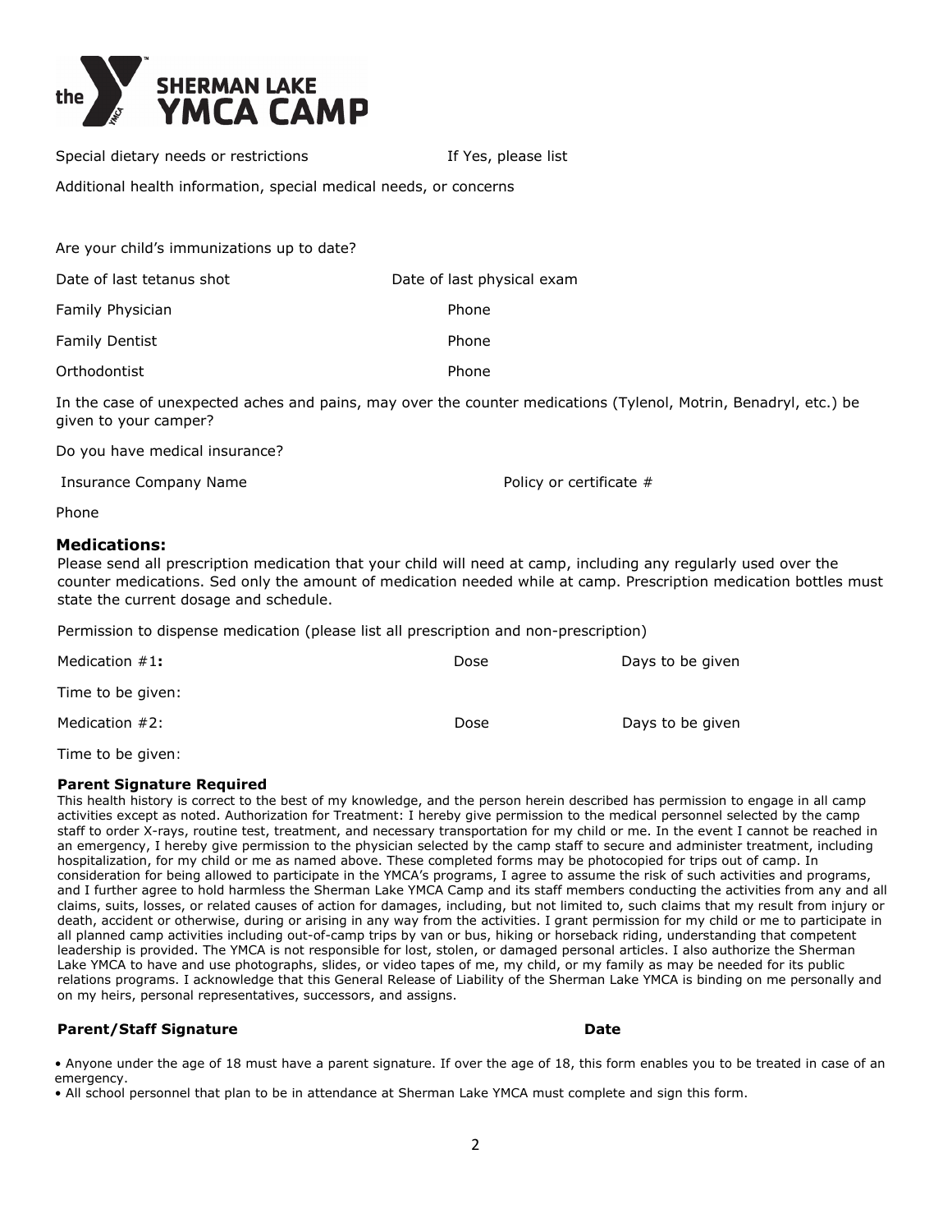# the Y SHERMAN LAKE YMCA CAMP

Special dietary needs or restrictions If Yes, please list

Additional health information, special medical needs, or concerns

Are your child's immunizations up to date?

Date of last tetanus shot Date of last physical exam

Family Physician Phone

Family Dentist Phone

Orthodontist Phone

In the case of unexpected aches and pains, may over the counter medications (Tylenol, Motrin, Benadryl, etc.) be given to your camper?

Do you have medical insurance?

Insurance Company Name Policy or certificate #

Phone

### Medications:

Please send all prescription medication that your child will need at camp, including any regularly used over the counter medications. Sed only the amount of medication needed while at camp. Prescription medication bottles must state the current dosage and schedule.

Permission to dispense medication (please list all prescription and non-prescription)

Medication #1**:** Dose Days to be given

Time to be given:

Medication #2: Dose Days to be given

Time to be given:

**Parent Signature Required**

This health history is correct to the best of my knowledge, and the person herein described has permission to engage in all camp activities except as noted. Authorization for Treatment: I hereby give permission to the medical personnel selected by the camp staff to order X-rays, routine test, treatment, and necessary transportation for my child or me. In the event I cannot be reached in an emergency, I hereby give permission to the physician selected by the camp staff to secure and administer treatment, including hospitalization, for my child or me as named above. These completed forms may be photocopied for trips out of camp. In consideration for being allowed to participate in the YMCA's programs, I agree to assume the risk of such activities and programs, and I further agree to hold harmless the Sherman Lake YMCA Camp and its staff members conducting the activities from any and all claims, suits, losses, or related causes of action for damages, including, but not limited to, such claims that my result from injury or death, accident or otherwise, during or arising in any way from the activities. I grant permission for my child or me to participate in all planned camp activities including out-of-camp trips by van or bus, hiking or horseback riding, understanding that competent leadership is provided. The YMCA is not responsible for lost, stolen, or damaged personal articles. I also authorize the Sherman Lake YMCA to have and use photographs, slides, or video tapes of me, my child, or my family as may be needed for its public relations programs. I acknowledge that this General Release of Liability of the Sherman Lake YMCA is binding on me personally and on my heirs, personal representatives, successors, and assigns.

**Parent/Staff Signature** **Date**

- Anyone under the age of 18 must have a parent signature. If over the age of 18, this form enables you to be treated in case of an emergency.
- All school personnel that plan to be in attendance at Sherman Lake YMCA must complete and sign this form.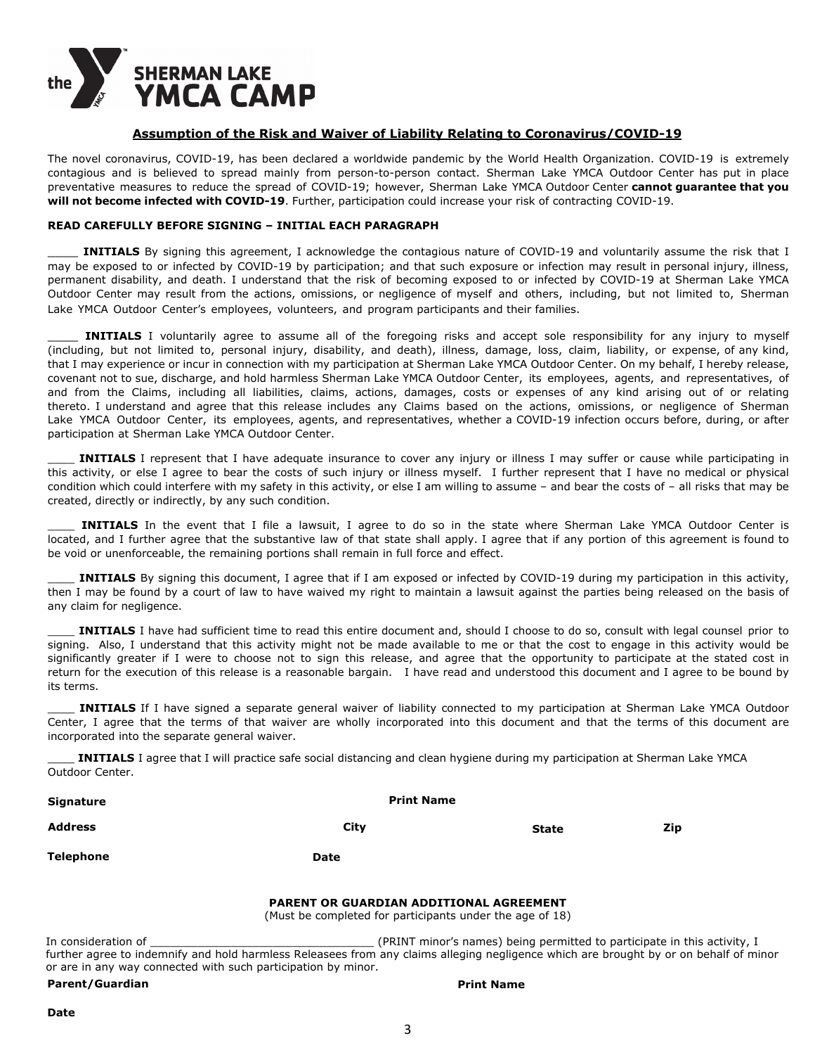# the YMCA SHERMAN LAKE YMCA CAMP

## Assumption of the Risk and Waiver of Liability Relating to Coronavirus/COVID-19

The novel coronavirus, COVID-19, has been declared a worldwide pandemic by the World Health Organization. COVID-19 is extremely contagious and is believed to spread mainly from person-to-person contact. Sherman Lake YMCA Outdoor Center has put in place preventative measures to reduce the spread of COVID-19; however, Sherman Lake YMCA Outdoor Center **cannot guarantee that you will not become infected with COVID-19**. Further, participation could increase your risk of contracting COVID-19.

**READ CAREFULLY BEFORE SIGNING – INITIAL EACH PARAGRAPH**

____ **INITIALS** By signing this agreement, I acknowledge the contagious nature of COVID-19 and voluntarily assume the risk that I may be exposed to or infected by COVID-19 by participation; and that such exposure or infection may result in personal injury, illness, permanent disability, and death. I understand that the risk of becoming exposed to or infected by COVID-19 at Sherman Lake YMCA Outdoor Center may result from the actions, omissions, or negligence of myself and others, including, but not limited to, Sherman Lake YMCA Outdoor Center's employees, volunteers, and program participants and their families.

____ **INITIALS** I voluntarily agree to assume all of the foregoing risks and accept sole responsibility for any injury to myself (including, but not limited to, personal injury, disability, and death), illness, damage, loss, claim, liability, or expense, of any kind, that I may experience or incur in connection with my participation at Sherman Lake YMCA Outdoor Center. On my behalf, I hereby release, covenant not to sue, discharge, and hold harmless Sherman Lake YMCA Outdoor Center, its employees, agents, and representatives, of and from the Claims, including all liabilities, claims, actions, damages, costs or expenses of any kind arising out of or relating thereto. I understand and agree that this release includes any Claims based on the actions, omissions, or negligence of Sherman Lake YMCA Outdoor Center, its employees, agents, and representatives, whether a COVID-19 infection occurs before, during, or after participation at Sherman Lake YMCA Outdoor Center.

____ **INITIALS** I represent that I have adequate insurance to cover any injury or illness I may suffer or cause while participating in this activity, or else I agree to bear the costs of such injury or illness myself. I further represent that I have no medical or physical condition which could interfere with my safety in this activity, or else I am willing to assume – and bear the costs of – all risks that may be created, directly or indirectly, by any such condition.

____ **INITIALS** In the event that I file a lawsuit, I agree to do so in the state where Sherman Lake YMCA Outdoor Center is located, and I further agree that the substantive law of that state shall apply. I agree that if any portion of this agreement is found to be void or unenforceable, the remaining portions shall remain in full force and effect.

____ **INITIALS** By signing this document, I agree that if I am exposed or infected by COVID-19 during my participation in this activity, then I may be found by a court of law to have waived my right to maintain a lawsuit against the parties being released on the basis of any claim for negligence.

____ **INITIALS** I have had sufficient time to read this entire document and, should I choose to do so, consult with legal counsel prior to signing. Also, I understand that this activity might not be made available to me or that the cost to engage in this activity would be significantly greater if I were to choose not to sign this release, and agree that the opportunity to participate at the stated cost in return for the execution of this release is a reasonable bargain. I have read and understood this document and I agree to be bound by its terms.

____ **INITIALS** If I have signed a separate general waiver of liability connected to my participation at Sherman Lake YMCA Outdoor Center, I agree that the terms of that waiver are wholly incorporated into this document and that the terms of this document are incorporated into the separate general waiver.

____ **INITIALS** I agree that I will practice safe social distancing and clean hygiene during my participation at Sherman Lake YMCA Outdoor Center.

**Signature** **Print Name**

**Address** **City** **State** **Zip**

**Telephone** **Date**

**PARENT OR GUARDIAN ADDITIONAL AGREEMENT**

(Must be completed for participants under the age of 18)

In consideration of _________________________________ (PRINT minor's names) being permitted to participate in this activity, I further agree to indemnify and hold harmless Releasees from any claims alleging negligence which are brought by or on behalf of minor or are in any way connected with such participation by minor.

**Parent/Guardian** **Print Name**

**Date**